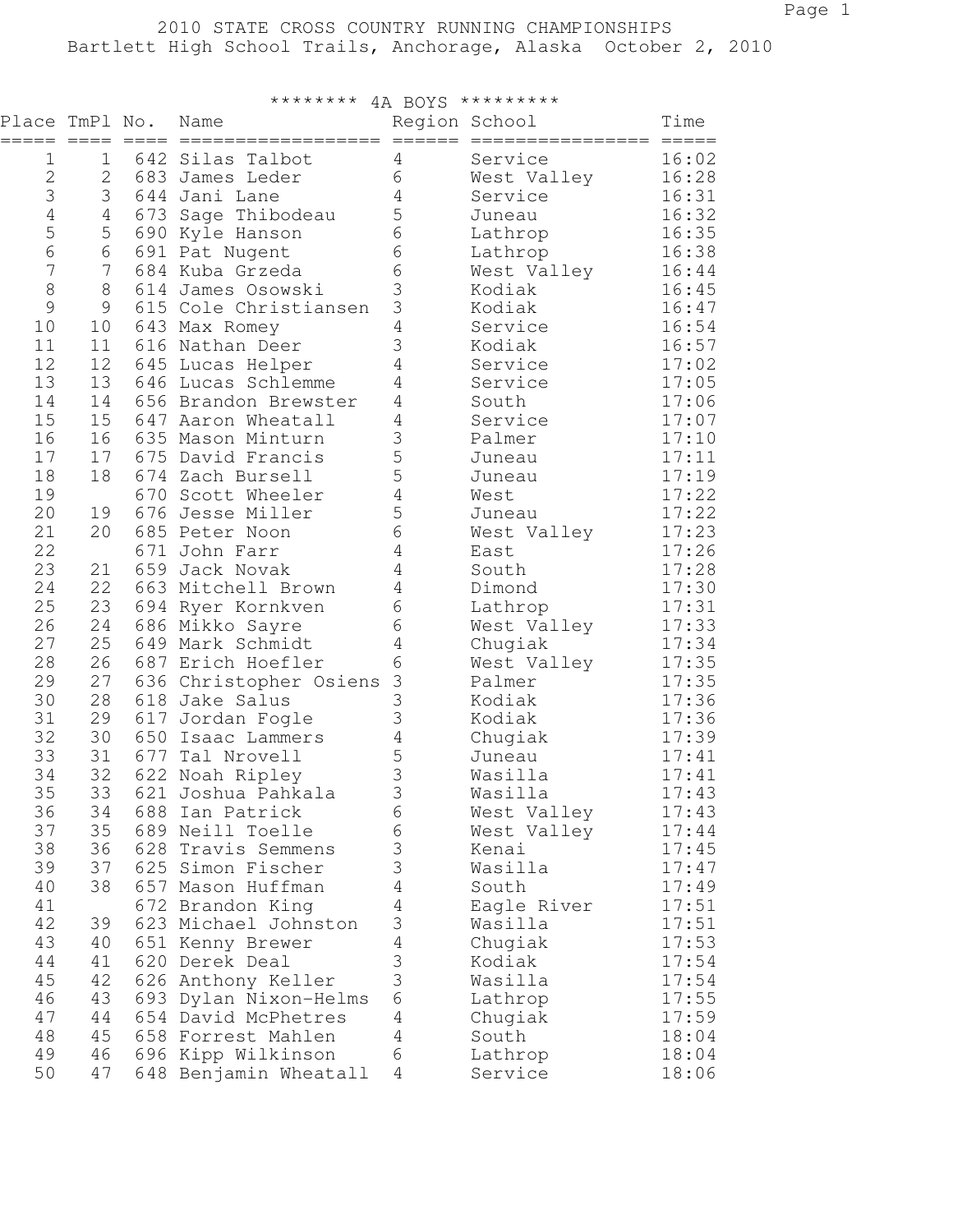# 2010 STATE CROSS COUNTRY RUNNING CHAMPIONSHIPS

Bartlett High School Trails, Anchorage, Alaska October 2, 2010

## ******** 4A BOYS *********

| Place | TmPl | No. | Name | Region | School | Time |
|---|---|---|---|---|---|---|
| 1 | 1 | 642 | Silas Talbot | 4 | Service | 16:02 |
| 2 | 2 | 683 | James Leder | 6 | West Valley | 16:28 |
| 3 | 3 | 644 | Jani Lane | 4 | Service | 16:31 |
| 4 | 4 | 673 | Sage Thibodeau | 5 | Juneau | 16:32 |
| 5 | 5 | 690 | Kyle Hanson | 6 | Lathrop | 16:35 |
| 6 | 6 | 691 | Pat Nugent | 6 | Lathrop | 16:38 |
| 7 | 7 | 684 | Kuba Grzeda | 6 | West Valley | 16:44 |
| 8 | 8 | 614 | James Osowski | 3 | Kodiak | 16:45 |
| 9 | 9 | 615 | Cole Christiansen | 3 | Kodiak | 16:47 |
| 10 | 10 | 643 | Max Romey | 4 | Service | 16:54 |
| 11 | 11 | 616 | Nathan Deer | 3 | Kodiak | 16:57 |
| 12 | 12 | 645 | Lucas Helper | 4 | Service | 17:02 |
| 13 | 13 | 646 | Lucas Schlemme | 4 | Service | 17:05 |
| 14 | 14 | 656 | Brandon Brewster | 4 | South | 17:06 |
| 15 | 15 | 647 | Aaron Wheatall | 4 | Service | 17:07 |
| 16 | 16 | 635 | Mason Minturn | 3 | Palmer | 17:10 |
| 17 | 17 | 675 | David Francis | 5 | Juneau | 17:11 |
| 18 | 18 | 674 | Zach Bursell | 5 | Juneau | 17:19 |
| 19 | | 670 | Scott Wheeler | 4 | West | 17:22 |
| 20 | 19 | 676 | Jesse Miller | 5 | Juneau | 17:22 |
| 21 | 20 | 685 | Peter Noon | 6 | West Valley | 17:23 |
| 22 | | 671 | John Farr | 4 | East | 17:26 |
| 23 | 21 | 659 | Jack Novak | 4 | South | 17:28 |
| 24 | 22 | 663 | Mitchell Brown | 4 | Dimond | 17:30 |
| 25 | 23 | 694 | Ryer Kornkven | 6 | Lathrop | 17:31 |
| 26 | 24 | 686 | Mikko Sayre | 6 | West Valley | 17:33 |
| 27 | 25 | 649 | Mark Schmidt | 4 | Chugiak | 17:34 |
| 28 | 26 | 687 | Erich Hoefler | 6 | West Valley | 17:35 |
| 29 | 27 | 636 | Christopher Osiens | 3 | Palmer | 17:35 |
| 30 | 28 | 618 | Jake Salus | 3 | Kodiak | 17:36 |
| 31 | 29 | 617 | Jordan Fogle | 3 | Kodiak | 17:36 |
| 32 | 30 | 650 | Isaac Lammers | 4 | Chugiak | 17:39 |
| 33 | 31 | 677 | Tal Nrovell | 5 | Juneau | 17:41 |
| 34 | 32 | 622 | Noah Ripley | 3 | Wasilla | 17:41 |
| 35 | 33 | 621 | Joshua Pahkala | 3 | Wasilla | 17:43 |
| 36 | 34 | 688 | Ian Patrick | 6 | West Valley | 17:43 |
| 37 | 35 | 689 | Neill Toelle | 6 | West Valley | 17:44 |
| 38 | 36 | 628 | Travis Semmens | 3 | Kenai | 17:45 |
| 39 | 37 | 625 | Simon Fischer | 3 | Wasilla | 17:47 |
| 40 | 38 | 657 | Mason Huffman | 4 | South | 17:49 |
| 41 | | 672 | Brandon King | 4 | Eagle River | 17:51 |
| 42 | 39 | 623 | Michael Johnston | 3 | Wasilla | 17:51 |
| 43 | 40 | 651 | Kenny Brewer | 4 | Chugiak | 17:53 |
| 44 | 41 | 620 | Derek Deal | 3 | Kodiak | 17:54 |
| 45 | 42 | 626 | Anthony Keller | 3 | Wasilla | 17:54 |
| 46 | 43 | 693 | Dylan Nixon-Helms | 6 | Lathrop | 17:55 |
| 47 | 44 | 654 | David McPhetres | 4 | Chugiak | 17:59 |
| 48 | 45 | 658 | Forrest Mahlen | 4 | South | 18:04 |
| 49 | 46 | 696 | Kipp Wilkinson | 6 | Lathrop | 18:04 |
| 50 | 47 | 648 | Benjamin Wheatall | 4 | Service | 18:06 |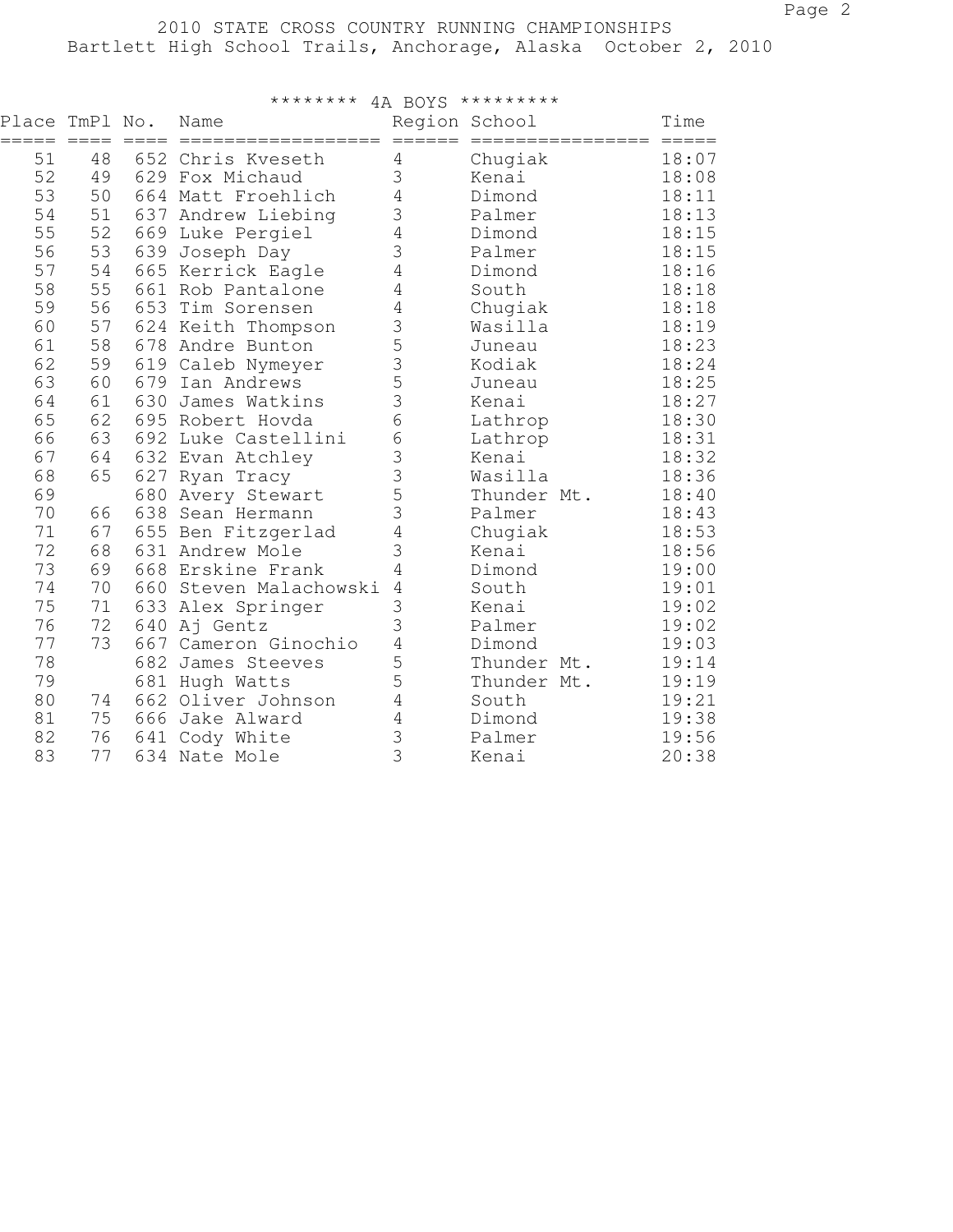# 2010 STATE CROSS COUNTRY RUNNING CHAMPIONSHIPS

Bartlett High School Trails, Anchorage, Alaska October 2, 2010

## ******** 4A BOYS *********

| Place | TmPl | No. | Name | Region | School | Time |
|---|---|---|---|---|---|---|
| 51 | 48 | 652 | Chris Kveseth | 4 | Chugiak | 18:07 |
| 52 | 49 | 629 | Fox Michaud | 3 | Kenai | 18:08 |
| 53 | 50 | 664 | Matt Froehlich | 4 | Dimond | 18:11 |
| 54 | 51 | 637 | Andrew Liebing | 3 | Palmer | 18:13 |
| 55 | 52 | 669 | Luke Pergiel | 4 | Dimond | 18:15 |
| 56 | 53 | 639 | Joseph Day | 3 | Palmer | 18:15 |
| 57 | 54 | 665 | Kerrick Eagle | 4 | Dimond | 18:16 |
| 58 | 55 | 661 | Rob Pantalone | 4 | South | 18:18 |
| 59 | 56 | 653 | Tim Sorensen | 4 | Chugiak | 18:18 |
| 60 | 57 | 624 | Keith Thompson | 3 | Wasilla | 18:19 |
| 61 | 58 | 678 | Andre Bunton | 5 | Juneau | 18:23 |
| 62 | 59 | 619 | Caleb Nymeyer | 3 | Kodiak | 18:24 |
| 63 | 60 | 679 | Ian Andrews | 5 | Juneau | 18:25 |
| 64 | 61 | 630 | James Watkins | 3 | Kenai | 18:27 |
| 65 | 62 | 695 | Robert Hovda | 6 | Lathrop | 18:30 |
| 66 | 63 | 692 | Luke Castellini | 6 | Lathrop | 18:31 |
| 67 | 64 | 632 | Evan Atchley | 3 | Kenai | 18:32 |
| 68 | 65 | 627 | Ryan Tracy | 3 | Wasilla | 18:36 |
| 69 | | 680 | Avery Stewart | 5 | Thunder Mt. | 18:40 |
| 70 | 66 | 638 | Sean Hermann | 3 | Palmer | 18:43 |
| 71 | 67 | 655 | Ben Fitzgerlad | 4 | Chugiak | 18:53 |
| 72 | 68 | 631 | Andrew Mole | 3 | Kenai | 18:56 |
| 73 | 69 | 668 | Erskine Frank | 4 | Dimond | 19:00 |
| 74 | 70 | 660 | Steven Malachowski | 4 | South | 19:01 |
| 75 | 71 | 633 | Alex Springer | 3 | Kenai | 19:02 |
| 76 | 72 | 640 | Aj Gentz | 3 | Palmer | 19:02 |
| 77 | 73 | 667 | Cameron Ginochio | 4 | Dimond | 19:03 |
| 78 | | 682 | James Steeves | 5 | Thunder Mt. | 19:14 |
| 79 | | 681 | Hugh Watts | 5 | Thunder Mt. | 19:19 |
| 80 | 74 | 662 | Oliver Johnson | 4 | South | 19:21 |
| 81 | 75 | 666 | Jake Alward | 4 | Dimond | 19:38 |
| 82 | 76 | 641 | Cody White | 3 | Palmer | 19:56 |
| 83 | 77 | 634 | Nate Mole | 3 | Kenai | 20:38 |